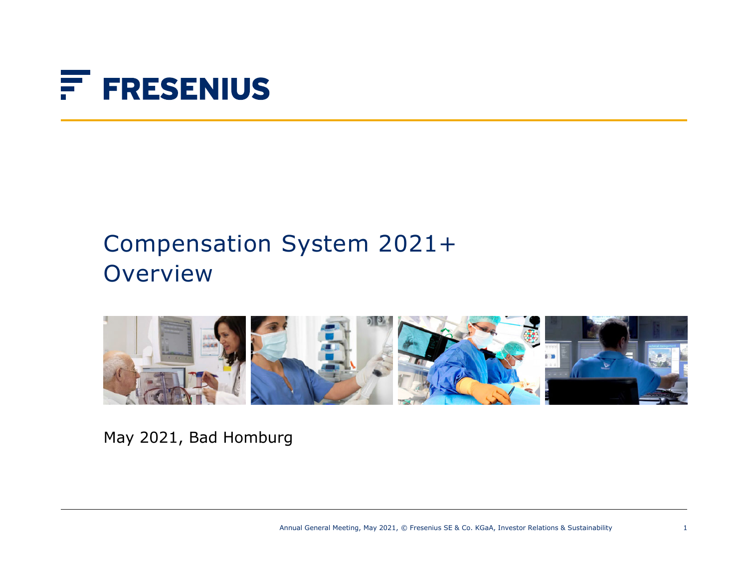# FRESENIUS

## Compensation System 2021+
## Overview

May 2021, Bad Homburg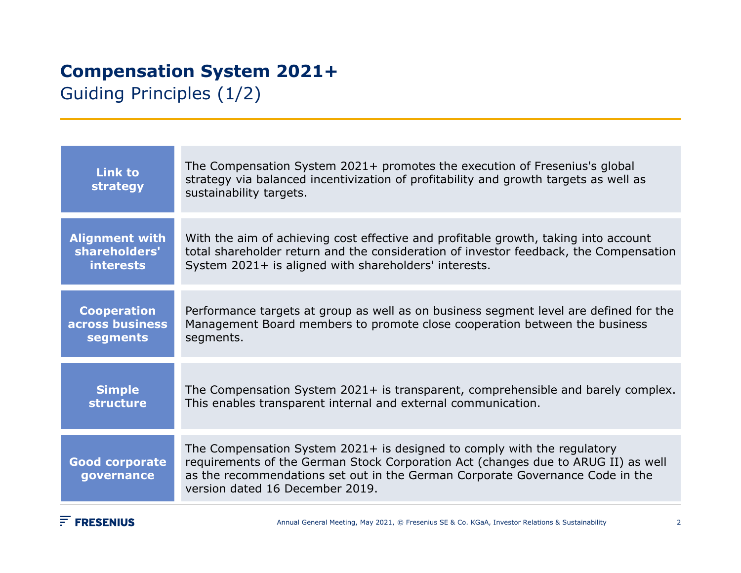# Compensation System 2021+

## Guiding Principles (1/2)

| | |
|---|---|
| **Link to strategy** | The Compensation System 2021+ promotes the execution of Fresenius's global strategy via balanced incentivization of profitability and growth targets as well as sustainability targets. |
| **Alignment with shareholders' interests** | With the aim of achieving cost effective and profitable growth, taking into account total shareholder return and the consideration of investor feedback, the Compensation System 2021+ is aligned with shareholders' interests. |
| **Cooperation across business segments** | Performance targets at group as well as on business segment level are defined for the Management Board members to promote close cooperation between the business segments. |
| **Simple structure** | The Compensation System 2021+ is transparent, comprehensible and barely complex. This enables transparent internal and external communication. |
| **Good corporate governance** | The Compensation System 2021+ is designed to comply with the regulatory requirements of the German Stock Corporation Act (changes due to ARUG II) as well as the recommendations set out in the German Corporate Governance Code in the version dated 16 December 2019. |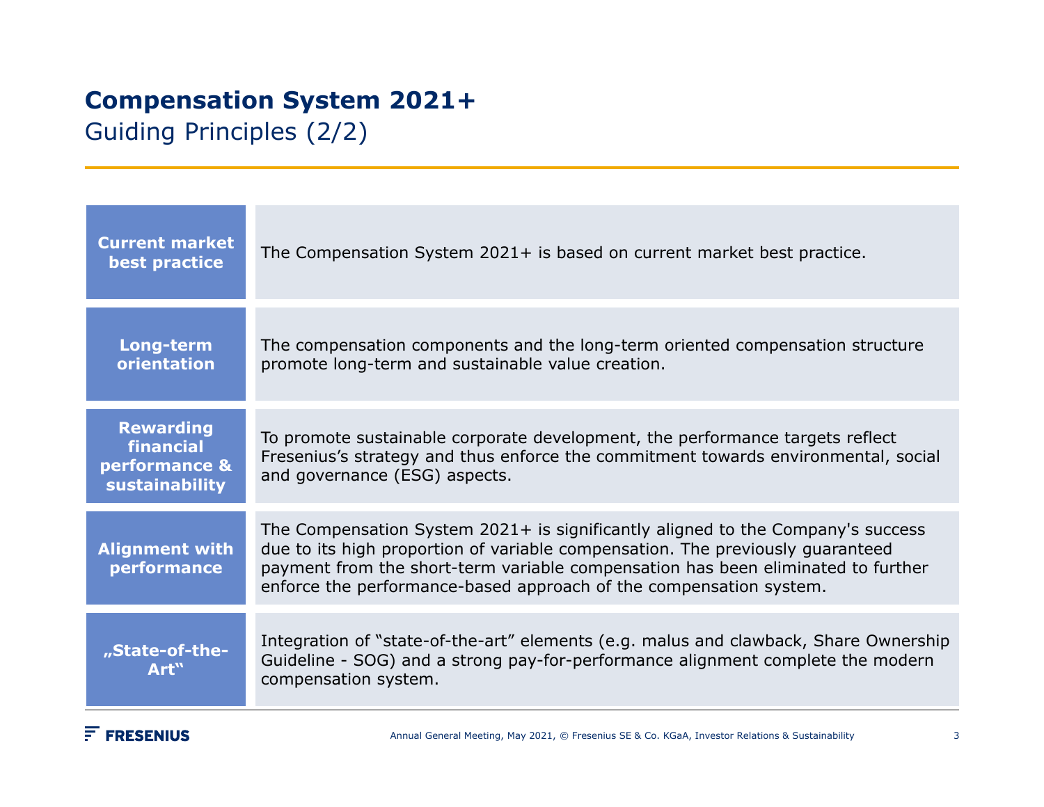# Compensation System 2021+

## Guiding Principles (2/2)

| | |
|---|---|
| **Current market best practice** | The Compensation System 2021+ is based on current market best practice. |
| **Long-term orientation** | The compensation components and the long-term oriented compensation structure promote long-term and sustainable value creation. |
| **Rewarding financial performance & sustainability** | To promote sustainable corporate development, the performance targets reflect Fresenius's strategy and thus enforce the commitment towards environmental, social and governance (ESG) aspects. |
| **Alignment with performance** | The Compensation System 2021+ is significantly aligned to the Company's success due to its high proportion of variable compensation. The previously guaranteed payment from the short-term variable compensation has been eliminated to further enforce the performance-based approach of the compensation system. |
| **„State-of-the-Art"** | Integration of "state-of-the-art" elements (e.g. malus and clawback, Share Ownership Guideline - SOG) and a strong pay-for-performance alignment complete the modern compensation system. |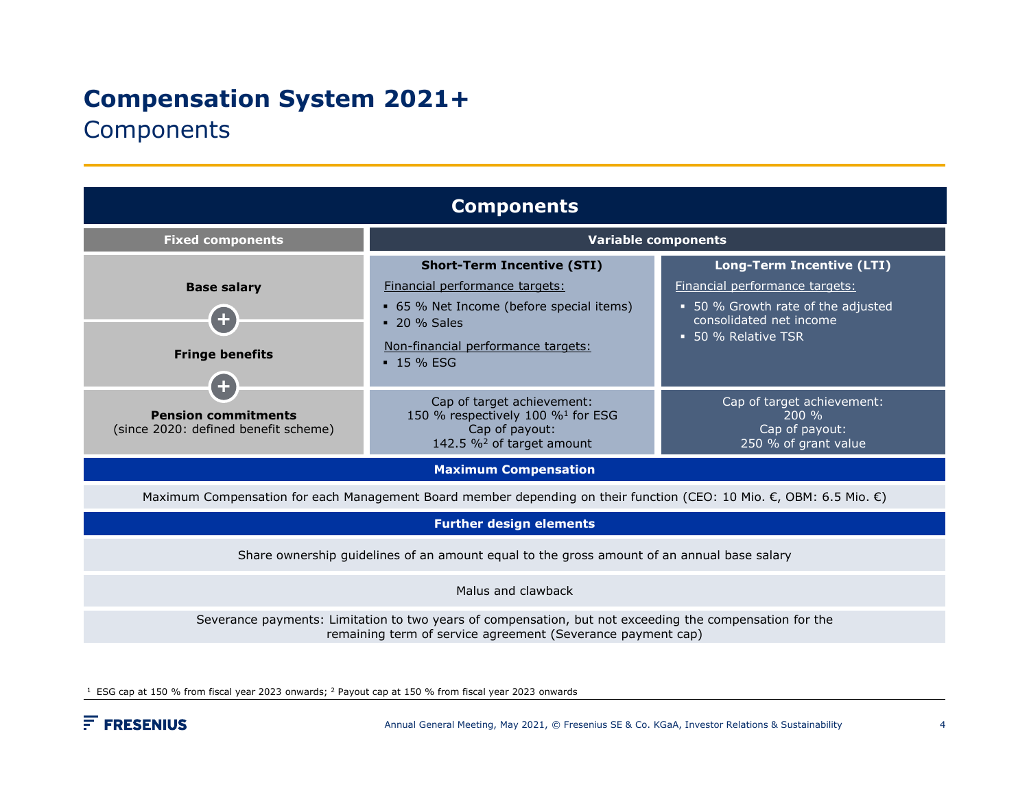# Compensation System 2021+

## Components

### Components

| Fixed components | Variable components | |
| --- | --- | --- |
| | **Short-Term Incentive (STI)** | **Long-Term Incentive (LTI)** |
| **Base salary** + **Fringe benefits** + **Pension commitments** (since 2020: defined benefit scheme) | Financial performance targets:<br>▪ 65 % Net Income (before special items)<br>▪ 20 % Sales<br>Non-financial performance targets:<br>▪ 15 % ESG | Financial performance targets:<br>▪ 50 % Growth rate of the adjusted consolidated net income<br>▪ 50 % Relative TSR |
| | Cap of target achievement: 150 % respectively 100 %[1] for ESG<br>Cap of payout: 142.5 %[2] of target amount | Cap of target achievement: 200 %<br>Cap of payout: 250 % of grant value |

**Maximum Compensation**

Maximum Compensation for each Management Board member depending on their function (CEO: 10 Mio. €, OBM: 6.5 Mio. €)

**Further design elements**

Share ownership guidelines of an amount equal to the gross amount of an annual base salary

Malus and clawback

Severance payments: Limitation to two years of compensation, but not exceeding the compensation for the remaining term of service agreement (Severance payment cap)

[1] ESG cap at 150 % from fiscal year 2023 onwards; [2] Payout cap at 150 % from fiscal year 2023 onwards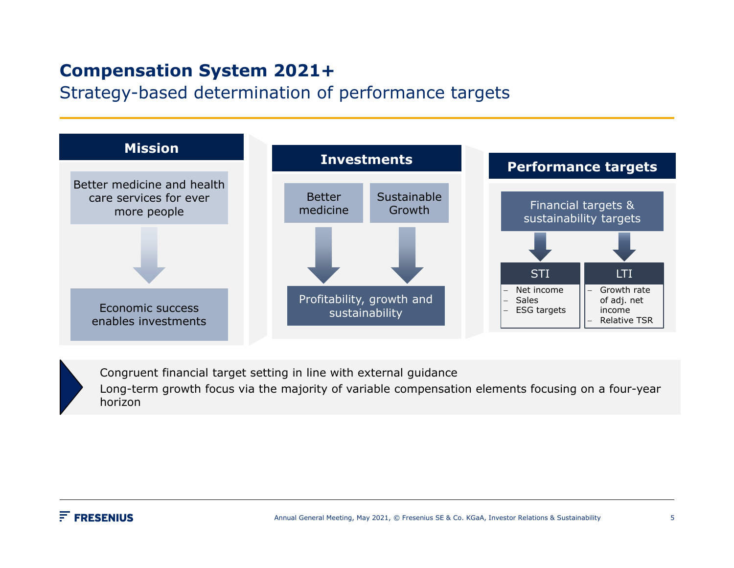# Compensation System 2021+

## Strategy-based determination of performance targets

### Mission

Better medicine and health care services for ever more people

Economic success enables investments

### Investments

Better medicine

Sustainable Growth

Profitability, growth and sustainability

### Performance targets

Financial targets & sustainability targets

**STI**

- Net income
- Sales
- ESG targets

**LTI**

- Growth rate of adj. net income
- Relative TSR

---

Congruent financial target setting in line with external guidance

Long-term growth focus via the majority of variable compensation elements focusing on a four-year horizon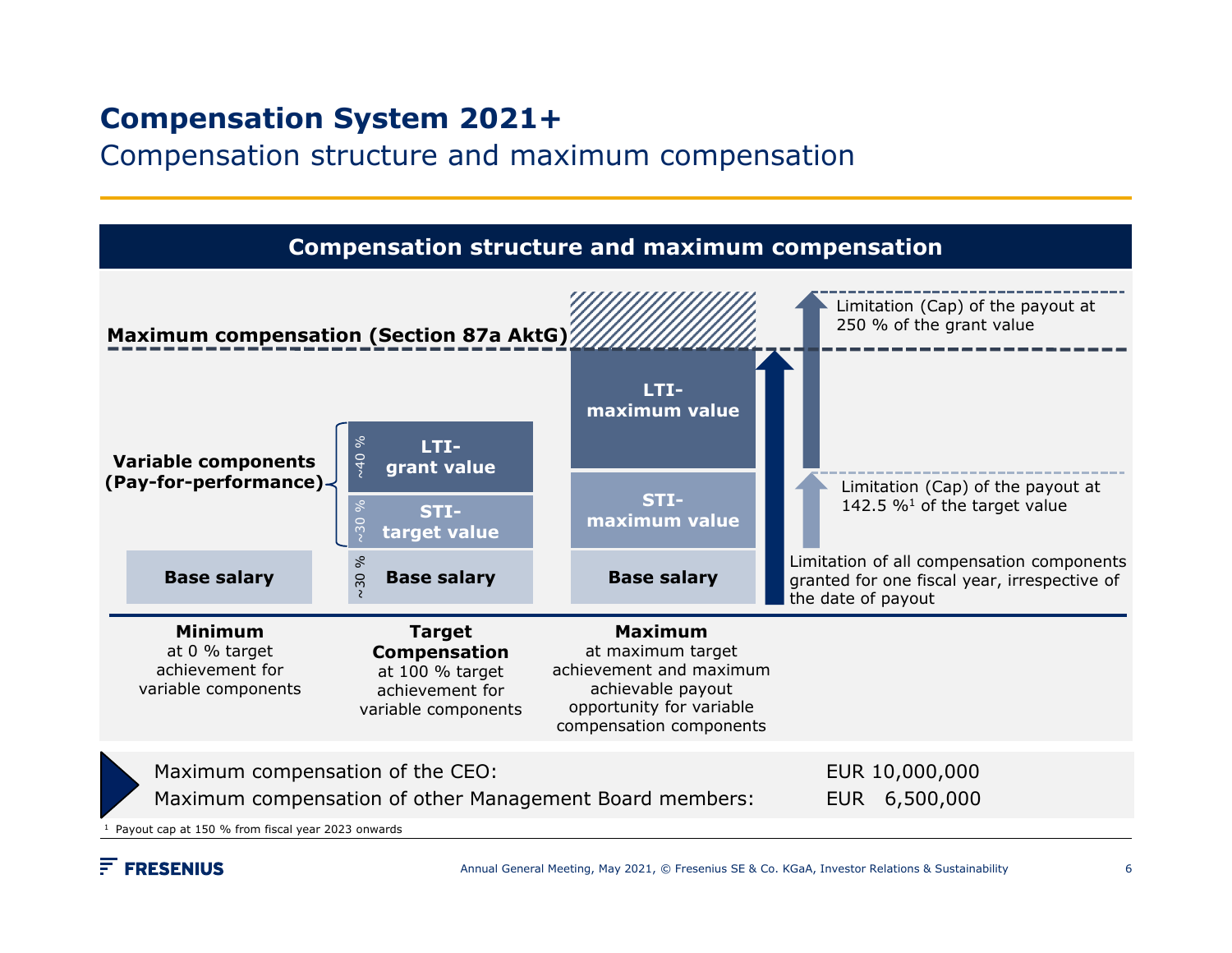# Compensation System 2021+

## Compensation structure and maximum compensation

### Compensation structure and maximum compensation

**Maximum compensation (Section 87a AktG)**

**Variable components (Pay-for-performance)**

~40 % **LTI-grant value**

~30 % **STI-target value**

~30 % **Base salary**

**Base salary**

**LTI-maximum value**

**STI-maximum value**

**Base salary**

Limitation (Cap) of the payout at 250 % of the grant value

Limitation (Cap) of the payout at 142.5 %[1] of the target value

Limitation of all compensation components granted for one fiscal year, irrespective of the date of payout

**Minimum**
at 0 % target achievement for variable components

**Target Compensation**
at 100 % target achievement for variable components

**Maximum**
at maximum target achievement and maximum achievable payout opportunity for variable compensation components

| | |
|---|---|
| Maximum compensation of the CEO: | EUR 10,000,000 |
| Maximum compensation of other Management Board members: | EUR 6,500,000 |

[1] Payout cap at 150 % from fiscal year 2023 onwards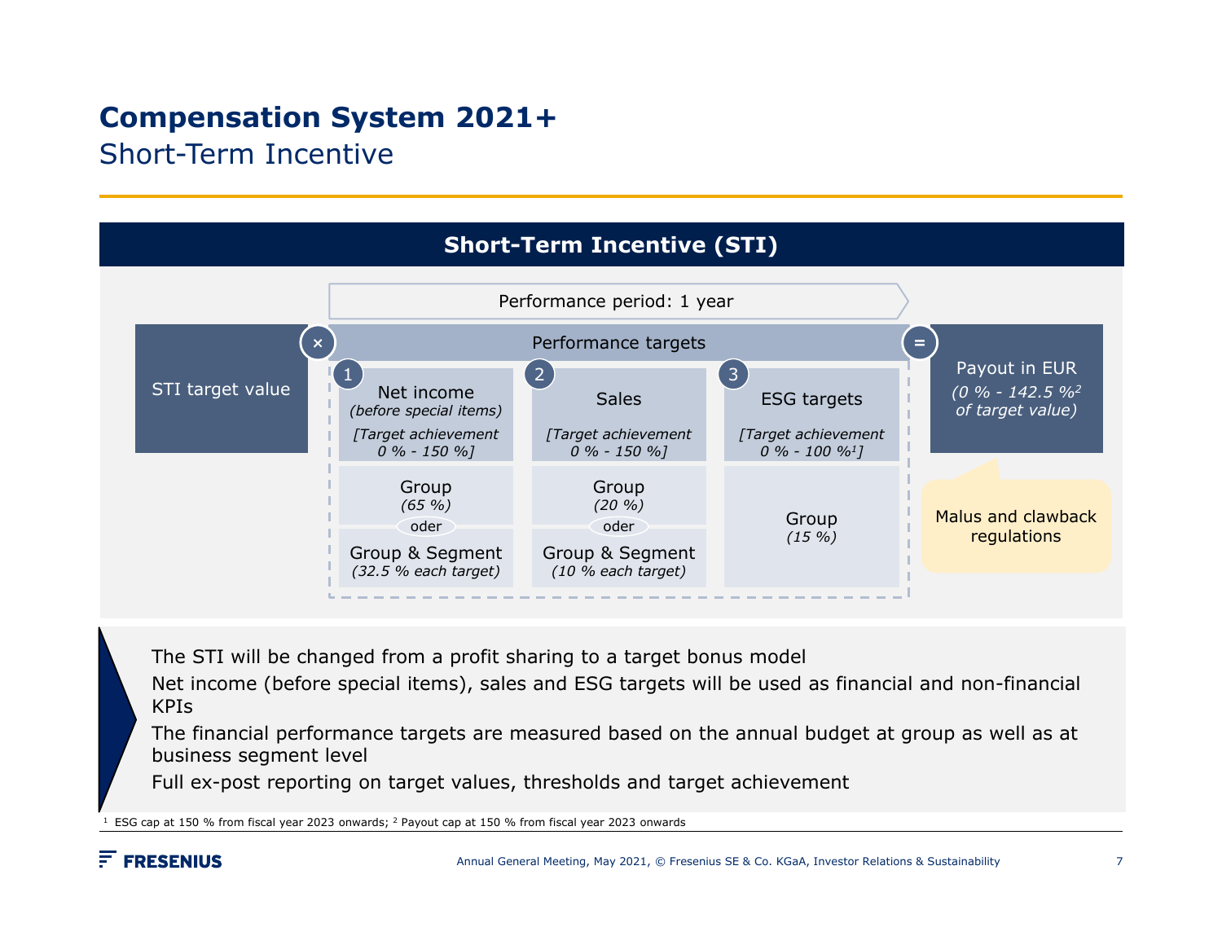# Compensation System 2021+

## Short-Term Incentive

### Short-Term Incentive (STI)

Performance period: 1 year

STI target value × Performance targets = Payout in EUR *(0 % - 142.5 %[2] of target value)*

**Performance targets**

| 1 Net income *(before special items)* *[Target achievement 0 % - 150 %]* | 2 Sales *[Target achievement 0 % - 150 %]* | 3 ESG targets *[Target achievement 0 % - 100 %[1]]* |
|---|---|---|
| Group *(65 %)* oder Group & Segment *(32.5 % each target)* | Group *(20 %)* oder Group & Segment *(10 % each target)* | Group *(15 %)* |

Malus and clawback regulations

- The STI will be changed from a profit sharing to a target bonus model
- Net income (before special items), sales and ESG targets will be used as financial and non-financial KPIs
- The financial performance targets are measured based on the annual budget at group as well as at business segment level
- Full ex-post reporting on target values, thresholds and target achievement

[1] ESG cap at 150 % from fiscal year 2023 onwards; [2] Payout cap at 150 % from fiscal year 2023 onwards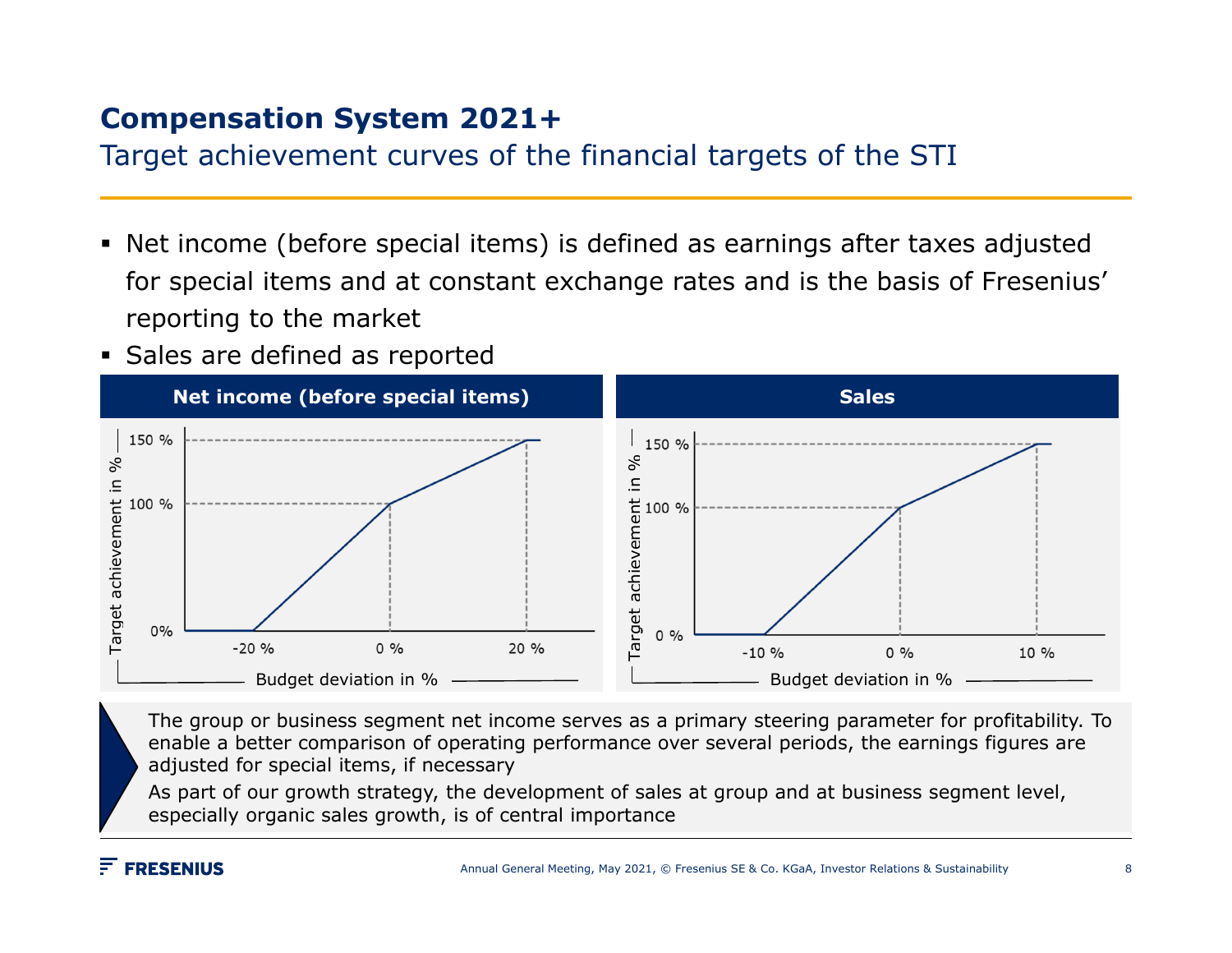# Compensation System 2021+

## Target achievement curves of the financial targets of the STI

- Net income (before special items) is defined as earnings after taxes adjusted for special items and at constant exchange rates and is the basis of Fresenius' reporting to the market
- Sales are defined as reported

**Net income (before special items)**

Target achievement in %: 0%, 100 %, 150 %

Budget deviation in %: -20 %, 0 %, 20 %

**Sales**

Target achievement in %: 0 %, 100 %, 150 %

Budget deviation in %: -10 %, 0 %, 10 %

The group or business segment net income serves as a primary steering parameter for profitability. To enable a better comparison of operating performance over several periods, the earnings figures are adjusted for special items, if necessary

As part of our growth strategy, the development of sales at group and at business segment level, especially organic sales growth, is of central importance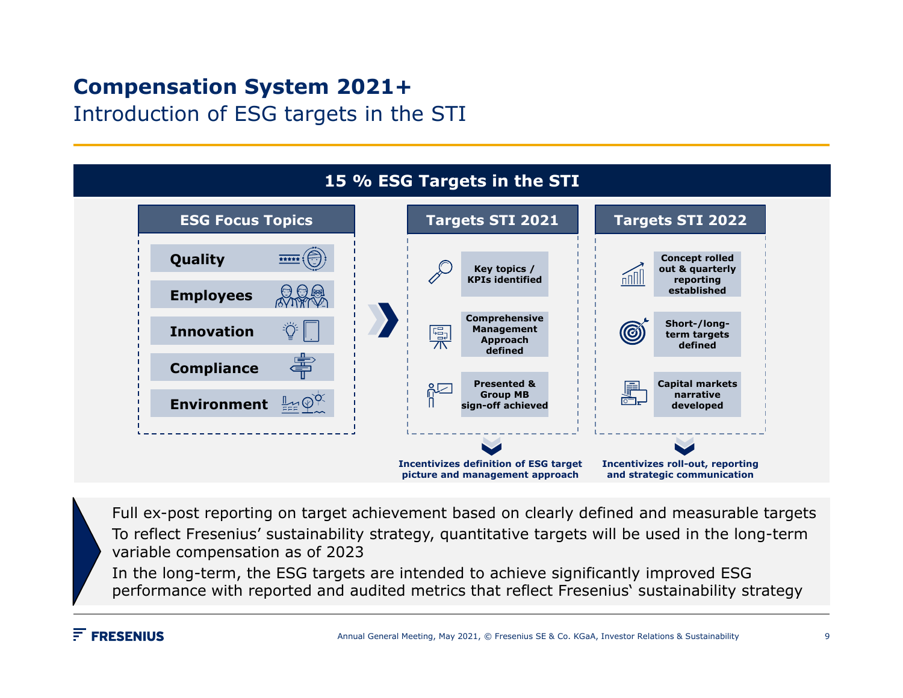# Compensation System 2021+

## Introduction of ESG targets in the STI

### 15 % ESG Targets in the STI

**ESG Focus Topics**

- Quality
- Employees
- Innovation
- Compliance
- Environment

**Targets STI 2021**

- Key topics / KPIs identified
- Comprehensive Management Approach defined
- Presented & Group MB sign-off achieved

**Incentivizes definition of ESG target picture and management approach**

**Targets STI 2022**

- Concept rolled out & quarterly reporting established
- Short-/long-term targets defined
- Capital markets narrative developed

**Incentivizes roll-out, reporting and strategic communication**

- Full ex-post reporting on target achievement based on clearly defined and measurable targets
- To reflect Fresenius' sustainability strategy, quantitative targets will be used in the long-term variable compensation as of 2023
- In the long-term, the ESG targets are intended to achieve significantly improved ESG performance with reported and audited metrics that reflect Fresenius�‵ sustainability strategy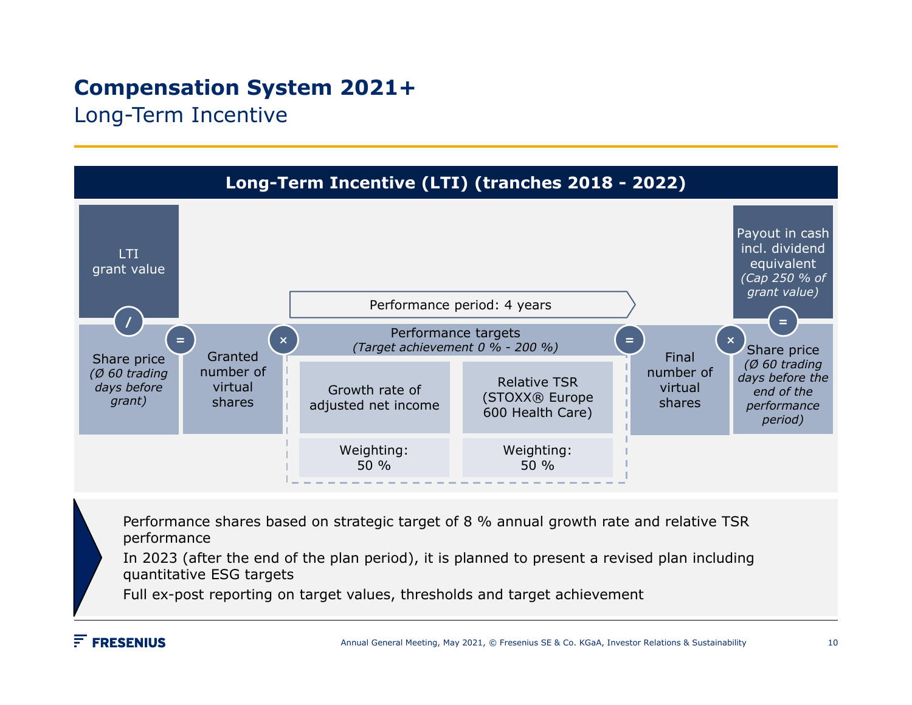# Compensation System 2021+

## Long-Term Incentive

### Long-Term Incentive (LTI) (tranches 2018 - 2022)

LTI grant value

/

Share price
*(Ø 60 trading days before grant)*

=

Granted number of virtual shares

×

Performance period: 4 years

Performance targets
*(Target achievement 0 % - 200 %)*

| Growth rate of adjusted net income | Relative TSR (STOXX® Europe 600 Health Care) |
|---|---|
| Weighting: 50 % | Weighting: 50 % |

=

Final number of virtual shares

×

Share price
*(Ø 60 trading days before the end of the performance period)*

=

Payout in cash incl. dividend equivalent
*(Cap 250 % of grant value)*

- Performance shares based on strategic target of 8 % annual growth rate and relative TSR performance
- In 2023 (after the end of the plan period), it is planned to present a revised plan including quantitative ESG targets
- Full ex-post reporting on target values, thresholds and target achievement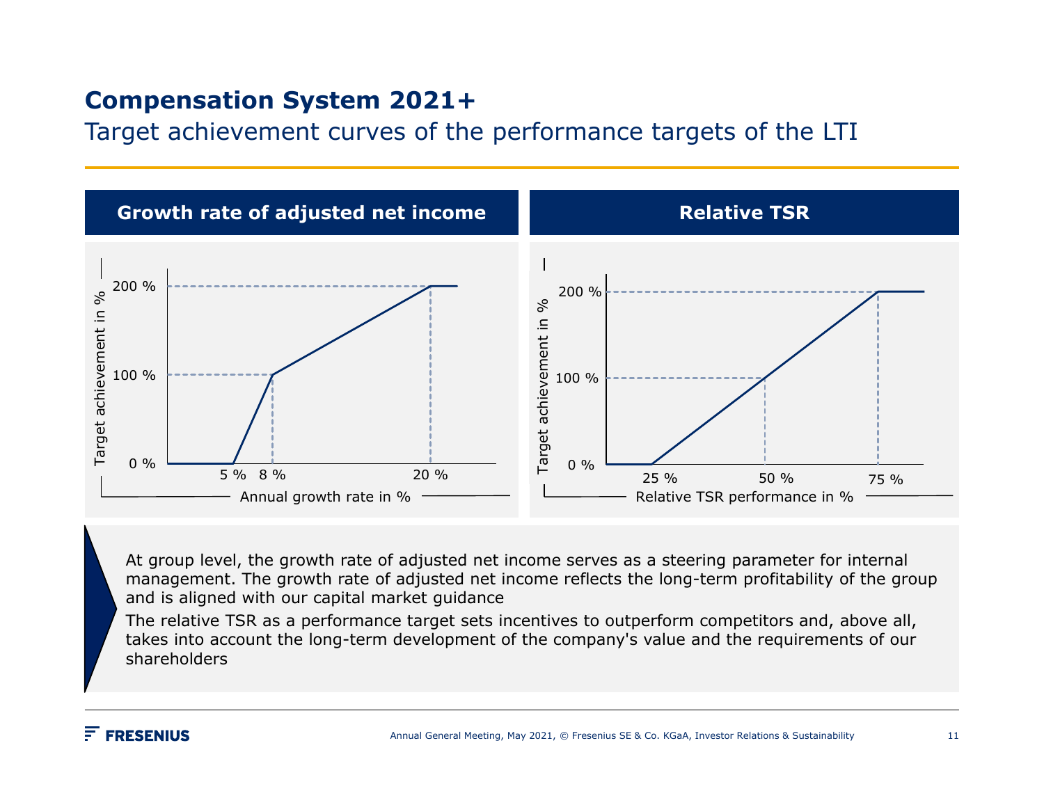# Compensation System 2021+

## Target achievement curves of the performance targets of the LTI

### Growth rate of adjusted net income

Target achievement in %

200 %

100 %

0 %

5 % 8 % 20 %

Annual growth rate in %

### Relative TSR

Target achievement in %

200 %

100 %

0 %

25 % 50 % 75 %

Relative TSR performance in %

At group level, the growth rate of adjusted net income serves as a steering parameter for internal management. The growth rate of adjusted net income reflects the long-term profitability of the group and is aligned with our capital market guidance

The relative TSR as a performance target sets incentives to outperform competitors and, above all, takes into account the long-term development of the company's value and the requirements of our shareholders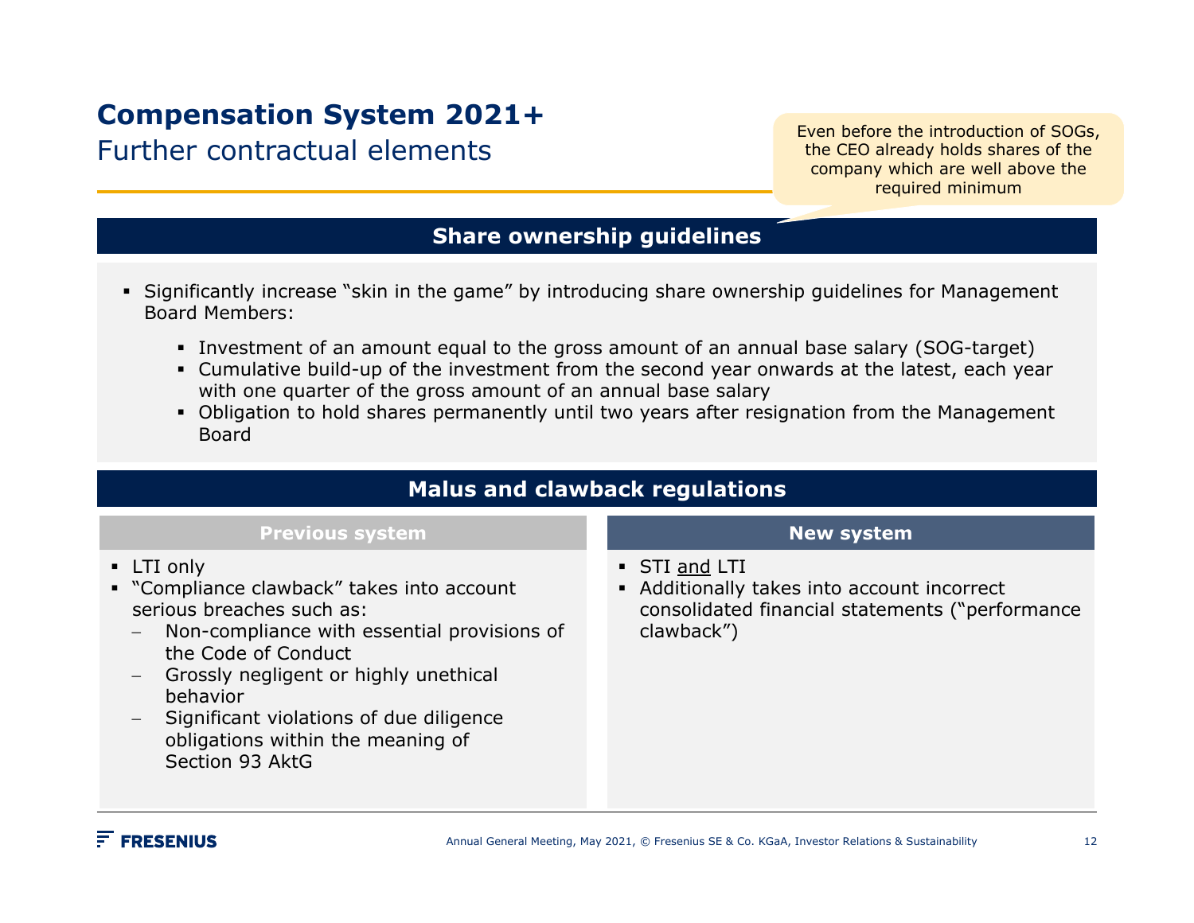# Compensation System 2021+

## Further contractual elements

Even before the introduction of SOGs, the CEO already holds shares of the company which are well above the required minimum

### Share ownership guidelines

- Significantly increase "skin in the game" by introducing share ownership guidelines for Management Board Members:
  - Investment of an amount equal to the gross amount of an annual base salary (SOG-target)
  - Cumulative build-up of the investment from the second year onwards at the latest, each year with one quarter of the gross amount of an annual base salary
  - Obligation to hold shares permanently until two years after resignation from the Management Board

### Malus and clawback regulations

| Previous system | New system |
|---|---|
| ▪ LTI only<br>▪ "Compliance clawback" takes into account serious breaches such as:<br>– Non-compliance with essential provisions of the Code of Conduct<br>– Grossly negligent or highly unethical behavior<br>– Significant violations of due diligence obligations within the meaning of Section 93 AktG | ▪ STI and LTI<br>▪ Additionally takes into account incorrect consolidated financial statements ("performance clawback") |